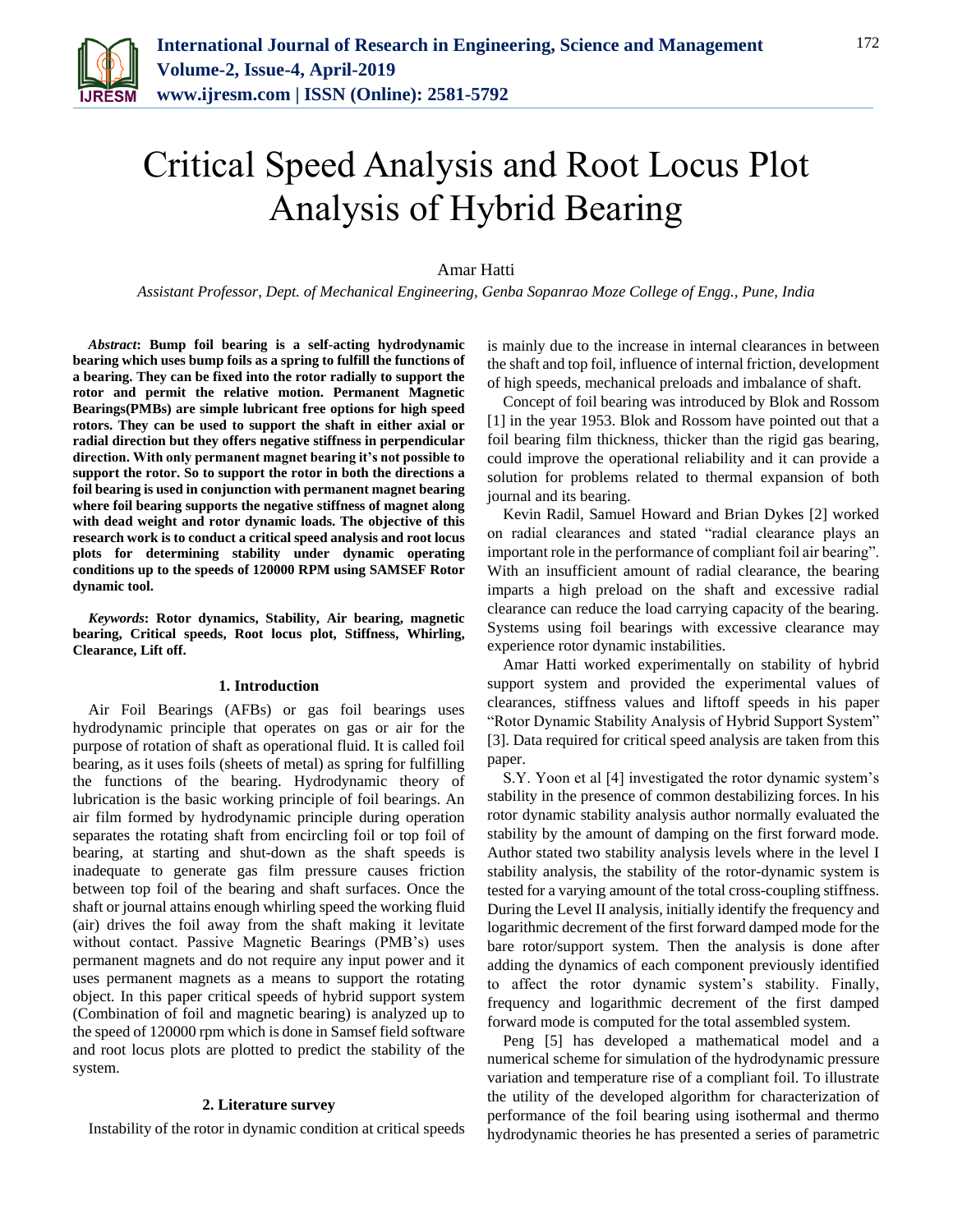# Critical Speed Analysis and Root Locus Plot Analysis of Hybrid Bearing

Amar Hatti

*Assistant Professor, Dept. of Mechanical Engineering, Genba Sopanrao Moze College of Engg., Pune, India*

***Abstract*: Bump foil bearing is a self-acting hydrodynamic bearing which uses bump foils as a spring to fulfill the functions of a bearing. They can be fixed into the rotor radially to support the rotor and permit the relative motion. Permanent Magnetic Bearings(PMBs) are simple lubricant free options for high speed rotors. They can be used to support the shaft in either axial or radial direction but they offers negative stiffness in perpendicular direction. With only permanent magnet bearing it's not possible to support the rotor. So to support the rotor in both the directions a foil bearing is used in conjunction with permanent magnet bearing where foil bearing supports the negative stiffness of magnet along with dead weight and rotor dynamic loads. The objective of this research work is to conduct a critical speed analysis and root locus plots for determining stability under dynamic operating conditions up to the speeds of 120000 RPM using SAMSEF Rotor dynamic tool.**

***Keywords*: Rotor dynamics, Stability, Air bearing, magnetic bearing, Critical speeds, Root locus plot, Stiffness, Whirling, Clearance, Lift off.**

## 1. Introduction

Air Foil Bearings (AFBs) or gas foil bearings uses hydrodynamic principle that operates on gas or air for the purpose of rotation of shaft as operational fluid. It is called foil bearing, as it uses foils (sheets of metal) as spring for fulfilling the functions of the bearing. Hydrodynamic theory of lubrication is the basic working principle of foil bearings. An air film formed by hydrodynamic principle during operation separates the rotating shaft from encircling foil or top foil of bearing, at starting and shut-down as the shaft speeds is inadequate to generate gas film pressure causes friction between top foil of the bearing and shaft surfaces. Once the shaft or journal attains enough whirling speed the working fluid (air) drives the foil away from the shaft making it levitate without contact. Passive Magnetic Bearings (PMB's) uses permanent magnets and do not require any input power and it uses permanent magnets as a means to support the rotating object. In this paper critical speeds of hybrid support system (Combination of foil and magnetic bearing) is analyzed up to the speed of 120000 rpm which is done in Samsef field software and root locus plots are plotted to predict the stability of the system.

## 2. Literature survey

Instability of the rotor in dynamic condition at critical speeds is mainly due to the increase in internal clearances in between the shaft and top foil, influence of internal friction, development of high speeds, mechanical preloads and imbalance of shaft.

Concept of foil bearing was introduced by Blok and Rossom [1] in the year 1953. Blok and Rossom have pointed out that a foil bearing film thickness, thicker than the rigid gas bearing, could improve the operational reliability and it can provide a solution for problems related to thermal expansion of both journal and its bearing.

Kevin Radil, Samuel Howard and Brian Dykes [2] worked on radial clearances and stated "radial clearance plays an important role in the performance of compliant foil air bearing". With an insufficient amount of radial clearance, the bearing imparts a high preload on the shaft and excessive radial clearance can reduce the load carrying capacity of the bearing. Systems using foil bearings with excessive clearance may experience rotor dynamic instabilities.

Amar Hatti worked experimentally on stability of hybrid support system and provided the experimental values of clearances, stiffness values and liftoff speeds in his paper "Rotor Dynamic Stability Analysis of Hybrid Support System" [3]. Data required for critical speed analysis are taken from this paper.

S.Y. Yoon et al [4] investigated the rotor dynamic system's stability in the presence of common destabilizing forces. In his rotor dynamic stability analysis author normally evaluated the stability by the amount of damping on the first forward mode. Author stated two stability analysis levels where in the level I stability analysis, the stability of the rotor-dynamic system is tested for a varying amount of the total cross-coupling stiffness. During the Level II analysis, initially identify the frequency and logarithmic decrement of the first forward damped mode for the bare rotor/support system. Then the analysis is done after adding the dynamics of each component previously identified to affect the rotor dynamic system's stability. Finally, frequency and logarithmic decrement of the first damped forward mode is computed for the total assembled system.

Peng [5] has developed a mathematical model and a numerical scheme for simulation of the hydrodynamic pressure variation and temperature rise of a compliant foil. To illustrate the utility of the developed algorithm for characterization of performance of the foil bearing using isothermal and thermo hydrodynamic theories he has presented a series of parametric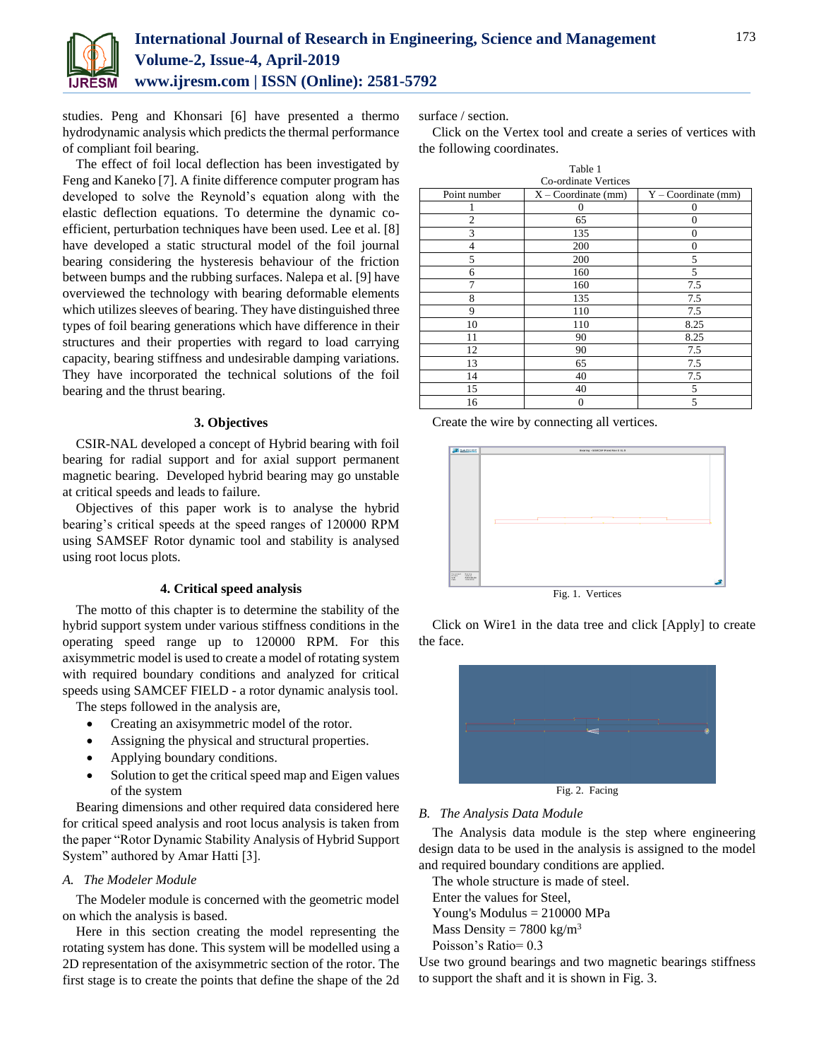studies. Peng and Khonsari [6] have presented a thermo hydrodynamic analysis which predicts the thermal performance of compliant foil bearing.

The effect of foil local deflection has been investigated by Feng and Kaneko [7]. A finite difference computer program has developed to solve the Reynold's equation along with the elastic deflection equations. To determine the dynamic co-efficient, perturbation techniques have been used. Lee et al. [8] have developed a static structural model of the foil journal bearing considering the hysteresis behaviour of the friction between bumps and the rubbing surfaces. Nalepa et al. [9] have overviewed the technology with bearing deformable elements which utilizes sleeves of bearing. They have distinguished three types of foil bearing generations which have difference in their structures and their properties with regard to load carrying capacity, bearing stiffness and undesirable damping variations. They have incorporated the technical solutions of the foil bearing and the thrust bearing.

## 3. Objectives

CSIR-NAL developed a concept of Hybrid bearing with foil bearing for radial support and for axial support permanent magnetic bearing. Developed hybrid bearing may go unstable at critical speeds and leads to failure.

Objectives of this paper work is to analyse the hybrid bearing's critical speeds at the speed ranges of 120000 RPM using SAMSEF Rotor dynamic tool and stability is analysed using root locus plots.

## 4. Critical speed analysis

The motto of this chapter is to determine the stability of the hybrid support system under various stiffness conditions in the operating speed range up to 120000 RPM. For this axisymmetric model is used to create a model of rotating system with required boundary conditions and analyzed for critical speeds using SAMCEF FIELD - a rotor dynamic analysis tool.

The steps followed in the analysis are,

- Creating an axisymmetric model of the rotor.
- Assigning the physical and structural properties.
- Applying boundary conditions.
- Solution to get the critical speed map and Eigen values of the system

Bearing dimensions and other required data considered here for critical speed analysis and root locus analysis is taken from the paper "Rotor Dynamic Stability Analysis of Hybrid Support System" authored by Amar Hatti [3].

### *A. The Modeler Module*

The Modeler module is concerned with the geometric model on which the analysis is based.

Here in this section creating the model representing the rotating system has done. This system will be modelled using a 2D representation of the axisymmetric section of the rotor. The first stage is to create the points that define the shape of the 2d surface / section.

Click on the Vertex tool and create a series of vertices with the following coordinates.

Table 1
Co-ordinate Vertices

| Point number | X – Coordinate (mm) | Y – Coordinate (mm) |
|---|---|---|
| 1 | 0 | 0 |
| 2 | 65 | 0 |
| 3 | 135 | 0 |
| 4 | 200 | 0 |
| 5 | 200 | 5 |
| 6 | 160 | 5 |
| 7 | 160 | 7.5 |
| 8 | 135 | 7.5 |
| 9 | 110 | 7.5 |
| 10 | 110 | 8.25 |
| 11 | 90 | 8.25 |
| 12 | 90 | 7.5 |
| 13 | 65 | 7.5 |
| 14 | 40 | 7.5 |
| 15 | 40 | 5 |
| 16 | 0 | 5 |

Create the wire by connecting all vertices.

Fig. 1. Vertices

Click on Wire1 in the data tree and click [Apply] to create the face.

Fig. 2. Facing

### *B. The Analysis Data Module*

The Analysis data module is the step where engineering design data to be used in the analysis is assigned to the model and required boundary conditions are applied.

The whole structure is made of steel.

Enter the values for Steel,

Young's Modulus = 210000 MPa

Mass Density = 7800 kg/m$^3$

Poisson's Ratio= 0.3

Use two ground bearings and two magnetic bearings stiffness to support the shaft and it is shown in Fig. 3.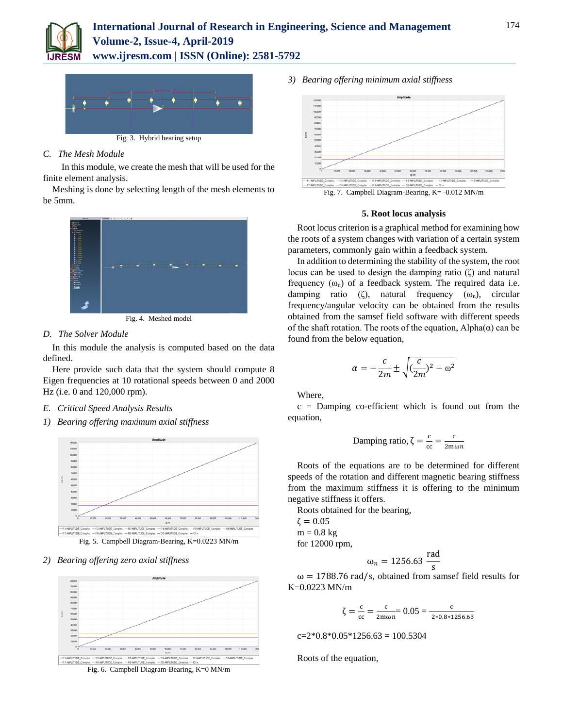Fig. 3. Hybrid bearing setup

### C. The Mesh Module

In this module, we create the mesh that will be used for the finite element analysis.

Meshing is done by selecting length of the mesh elements to be 5mm.

Fig. 4. Meshed model

### D. The Solver Module

In this module the analysis is computed based on the data defined.

Here provide such data that the system should compute 8 Eigen frequencies at 10 rotational speeds between 0 and 2000 Hz (i.e. 0 and 120,000 rpm).

### E. Critical Speed Analysis Results

*1) Bearing offering maximum axial stiffness*

Fig. 5. Campbell Diagram-Bearing, K=0.0223 MN/m

*2) Bearing offering zero axial stiffness*

Fig. 6. Campbell Diagram-Bearing, K=0 MN/m

*3) Bearing offering minimum axial stiffness*

Fig. 7. Campbell Diagram-Bearing, K= -0.012 MN/m

## 5. Root locus analysis

Root locus criterion is a graphical method for examining how the roots of a system changes with variation of a certain system parameters, commonly gain within a feedback system.

In addition to determining the stability of the system, the root locus can be used to design the damping ratio (ζ) and natural frequency ($\omega_n$) of a feedback system. The required data i.e. damping ratio (ζ), natural frequency ($\omega_n$), circular frequency/angular velocity can be obtained from the results obtained from the samsef field software with different speeds of the shaft rotation. The roots of the equation, Alpha(α) can be found from the below equation,

$$\alpha = -\frac{c}{2m} \pm \sqrt{\left(\frac{c}{2m}\right)^2 - \omega^2}$$

Where,

c = Damping co-efficient which is found out from the equation,

$$\text{Damping ratio, } \zeta = \frac{c}{cc} = \frac{c}{2m\omega n}$$

Roots of the equations are to be determined for different speeds of the rotation and different magnetic bearing stiffness from the maximum stiffness it is offering to the minimum negative stiffness it offers.

Roots obtained for the bearing,

$\zeta = 0.05$

$m = 0.8$ kg

for 12000 rpm,

$$\omega_n = 1256.63 \ \frac{\text{rad}}{\text{s}}$$

$\omega = 1788.76$ rad/s, obtained from samsef field results for K=0.0223 MN/m

$$\zeta = \frac{c}{cc} = \frac{c}{2m\omega n} = 0.05 = \frac{c}{2*0.8*1256.63}$$

c=2*0.8*0.05*1256.63 = 100.5304

Roots of the equation,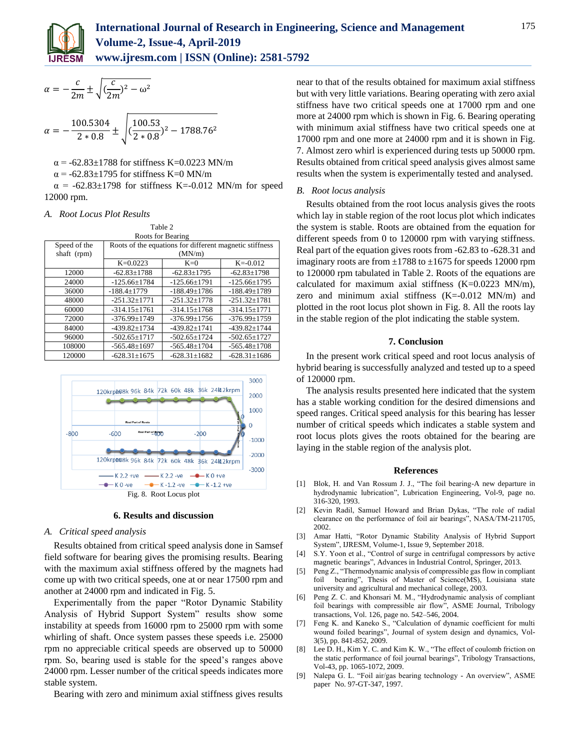$$\alpha = -\frac{c}{2m} \pm \sqrt{(\frac{c}{2m})^2 - \omega^2}$$

$$\alpha = -\frac{100.5304}{2*0.8} \pm \sqrt{(\frac{100.53}{2*0.8})^2 - 1788.76^2}$$

$\alpha$ = -62.83±1788 for stiffness K=0.0223 MN/m

$\alpha$ = -62.83±1795 for stiffness K=0 MN/m

$\alpha$ = -62.83±1798 for stiffness K=-0.012 MN/m for speed 12000 rpm.

### *A. Root Locus Plot Results*

Table 2
Roots for Bearing

| Speed of the shaft (rpm) | Roots of the equations for different magnetic stiffness (MN/m) | | |
|---|---|---|---|
| | K=0.0223 | K=0 | K=-0.012 |
| 12000 | -62.83±1788 | -62.83±1795 | -62.83±1798 |
| 24000 | -125.66±1784 | -125.66±1791 | -125.66±1795 |
| 36000 | -188.4±1779 | -188.49±1786 | -188.49±1789 |
| 48000 | -251.32±1771 | -251.32±1778 | -251.32±1781 |
| 60000 | -314.15±1761 | -314.15±1768 | -314.15±1771 |
| 72000 | -376.99±1749 | -376.99±1756 | -376.99±1759 |
| 84000 | -439.82±1734 | -439.82±1741 | -439.82±1744 |
| 96000 | -502.65±1717 | -502.65±1724 | -502.65±1727 |
| 108000 | -565.48±1697 | -565.48±1704 | -565.48±1708 |
| 120000 | -628.31±1675 | -628.31±1682 | -628.31±1686 |

Fig. 8. Root Locus plot

## 6. Results and discussion

### *A. Critical speed analysis*

Results obtained from critical speed analysis done in Samsef field software for bearing gives the promising results. Bearing with the maximum axial stiffness offered by the magnets had come up with two critical speeds, one at or near 17500 rpm and another at 24000 rpm and indicated in Fig. 5.

Experimentally from the paper "Rotor Dynamic Stability Analysis of Hybrid Support System" results show some instability at speeds from 16000 rpm to 25000 rpm with some whirling of shaft. Once system passes these speeds i.e. 25000 rpm no appreciable critical speeds are observed up to 50000 rpm. So, bearing used is stable for the speed's ranges above 24000 rpm. Lesser number of the critical speeds indicates more stable system.

Bearing with zero and minimum axial stiffness gives results near to that of the results obtained for maximum axial stiffness but with very little variations. Bearing operating with zero axial stiffness have two critical speeds one at 17000 rpm and one more at 24000 rpm which is shown in Fig. 6. Bearing operating with minimum axial stiffness have two critical speeds one at 17000 rpm and one more at 24000 rpm and it is shown in Fig. 7. Almost zero whirl is experienced during tests up 50000 rpm. Results obtained from critical speed analysis gives almost same results when the system is experimentally tested and analysed.

### *B. Root locus analysis*

Results obtained from the root locus analysis gives the roots which lay in stable region of the root locus plot which indicates the system is stable. Roots are obtained from the equation for different speeds from 0 to 120000 rpm with varying stiffness. Real part of the equation gives roots from -62.83 to -628.31 and imaginary roots are from ±1788 to ±1675 for speeds 12000 rpm to 120000 rpm tabulated in Table 2. Roots of the equations are calculated for maximum axial stiffness (K=0.0223 MN/m), zero and minimum axial stiffness (K=-0.012 MN/m) and plotted in the root locus plot shown in Fig. 8. All the roots lay in the stable region of the plot indicating the stable system.

## 7. Conclusion

In the present work critical speed and root locus analysis of hybrid bearing is successfully analyzed and tested up to a speed of 120000 rpm.

The analysis results presented here indicated that the system has a stable working condition for the desired dimensions and speed ranges. Critical speed analysis for this bearing has lesser number of critical speeds which indicates a stable system and root locus plots gives the roots obtained for the bearing are laying in the stable region of the analysis plot.

## References

[1] Blok, H. and Van Rossum J. J., "The foil bearing-A new departure in hydrodynamic lubrication", Lubrication Engineering, Vol-9, page no. 316-320, 1993.

[2] Kevin Radil, Samuel Howard and Brian Dykas, "The role of radial clearance on the performance of foil air bearings", NASA/TM-211705, 2002.

[3] Amar Hatti, "Rotor Dynamic Stability Analysis of Hybrid Support System", IJRESM, Volume-1, Issue 9, September 2018.

[4] S.Y. Yoon et al., "Control of surge in centrifugal compressors by active magnetic bearings", Advances in Industrial Control, Springer, 2013.

[5] Peng Z., "Thermodynamic analysis of compressible gas flow in compliant foil bearing", Thesis of Master of Science(MS), Louisiana state university and agricultural and mechanical college, 2003.

[6] Peng Z. C. and Khonsari M. M., "Hydrodynamic analysis of compliant foil bearings with compressible air flow", ASME Journal, Tribology transactions, Vol. 126, page no. 542–546, 2004.

[7] Feng K. and Kaneko S., "Calculation of dynamic coefficient for multi wound foiled bearings", Journal of system design and dynamics, Vol-3(5), pp. 841-852, 2009.

[8] Lee D. H., Kim Y. C. and Kim K. W., "The effect of coulomb friction on the static performance of foil journal bearings", Tribology Transactions, Vol-43, pp. 1065-1072, 2009.

[9] Nalepa G. L. "Foil air/gas bearing technology - An overview", ASME paper No. 97-GT-347, 1997.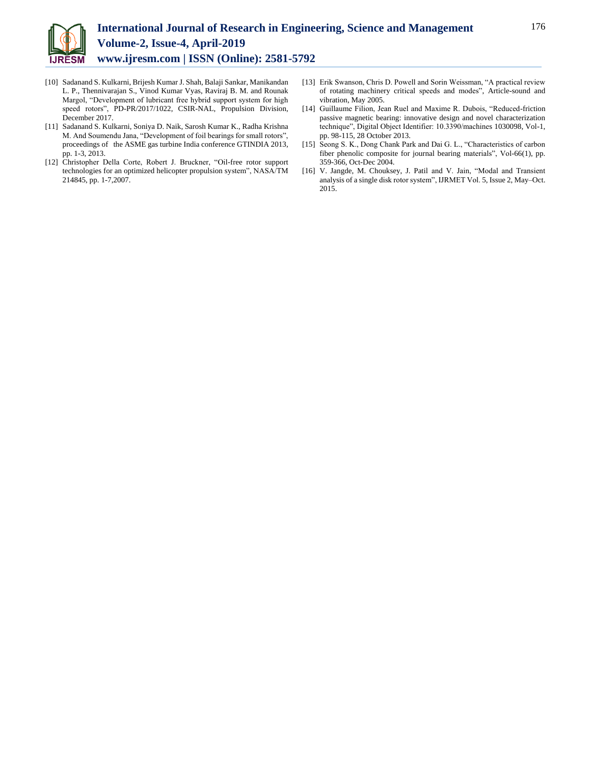[10] Sadanand S. Kulkarni, Brijesh Kumar J. Shah, Balaji Sankar, Manikandan L. P., Thennivarajan S., Vinod Kumar Vyas, Raviraj B. M. and Rounak Margol, "Development of lubricant free hybrid support system for high speed rotors", PD-PR/2017/1022, CSIR-NAL, Propulsion Division, December 2017.

[11] Sadanand S. Kulkarni, Soniya D. Naik, Sarosh Kumar K., Radha Krishna M. And Soumendu Jana, "Development of foil bearings for small rotors", proceedings of the ASME gas turbine India conference GTINDIA 2013, pp. 1-3, 2013.

[12] Christopher Della Corte, Robert J. Bruckner, "Oil-free rotor support technologies for an optimized helicopter propulsion system", NASA/TM 214845, pp. 1-7,2007.

[13] Erik Swanson, Chris D. Powell and Sorin Weissman, "A practical review of rotating machinery critical speeds and modes", Article-sound and vibration, May 2005.

[14] Guillaume Filion, Jean Ruel and Maxime R. Dubois, "Reduced-friction passive magnetic bearing: innovative design and novel characterization technique", Digital Object Identifier: 10.3390/machines 1030098, Vol-1, pp. 98-115, 28 October 2013.

[15] Seong S. K., Dong Chank Park and Dai G. L., "Characteristics of carbon fiber phenolic composite for journal bearing materials", Vol-66(1), pp. 359-366, Oct-Dec 2004.

[16] V. Jangde, M. Chouksey, J. Patil and V. Jain, "Modal and Transient analysis of a single disk rotor system", IJRMET Vol. 5, Issue 2, May–Oct. 2015.